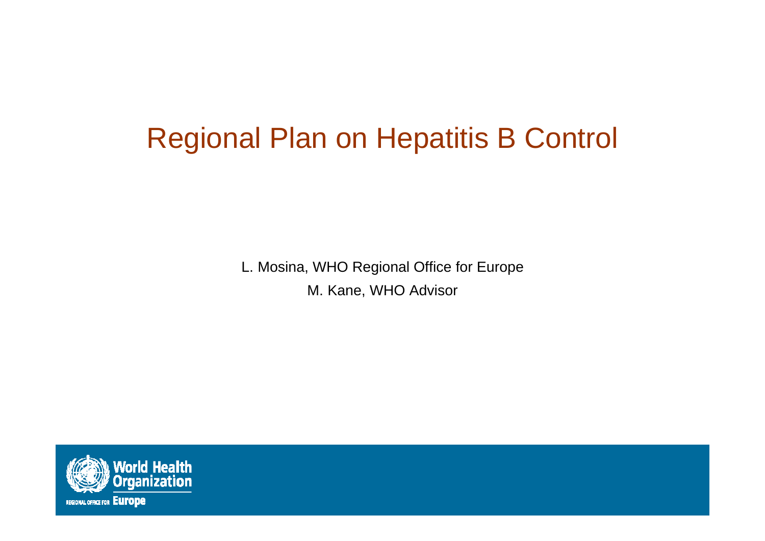# Regional Plan on Hepatitis B Control

L. Mosina, WHO Regional Office for Europe

M. Kane, WHO Advisor

World Health Organization

REGIONAL OFFICE FOR Europe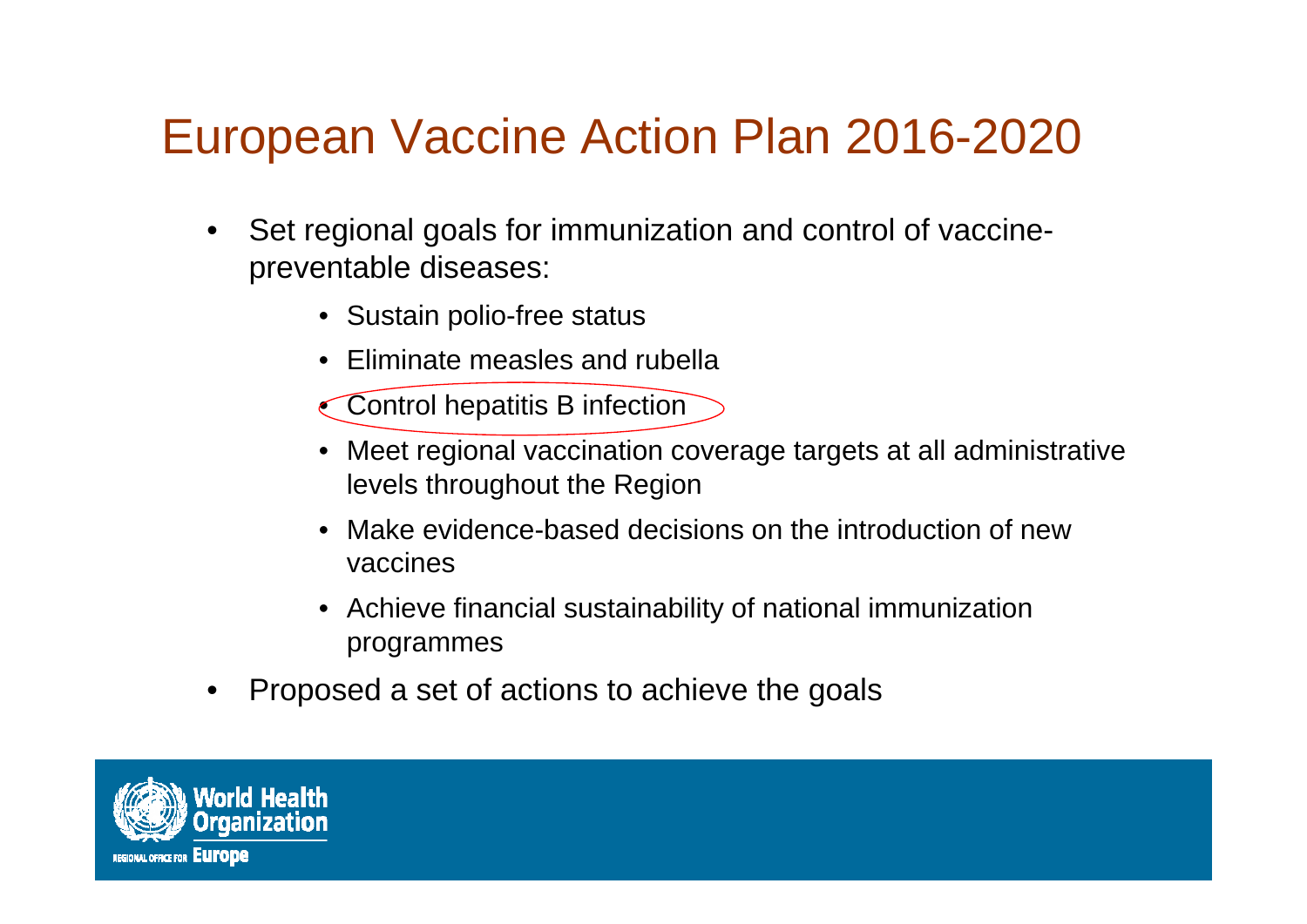# European Vaccine Action Plan 2016-2020

- Set regional goals for immunization and control of vaccine-preventable diseases:
  - Sustain polio-free status
  - Eliminate measles and rubella
  - Control hepatitis B infection
  - Meet regional vaccination coverage targets at all administrative levels throughout the Region
  - Make evidence-based decisions on the introduction of new vaccines
  - Achieve financial sustainability of national immunization programmes
- Proposed a set of actions to achieve the goals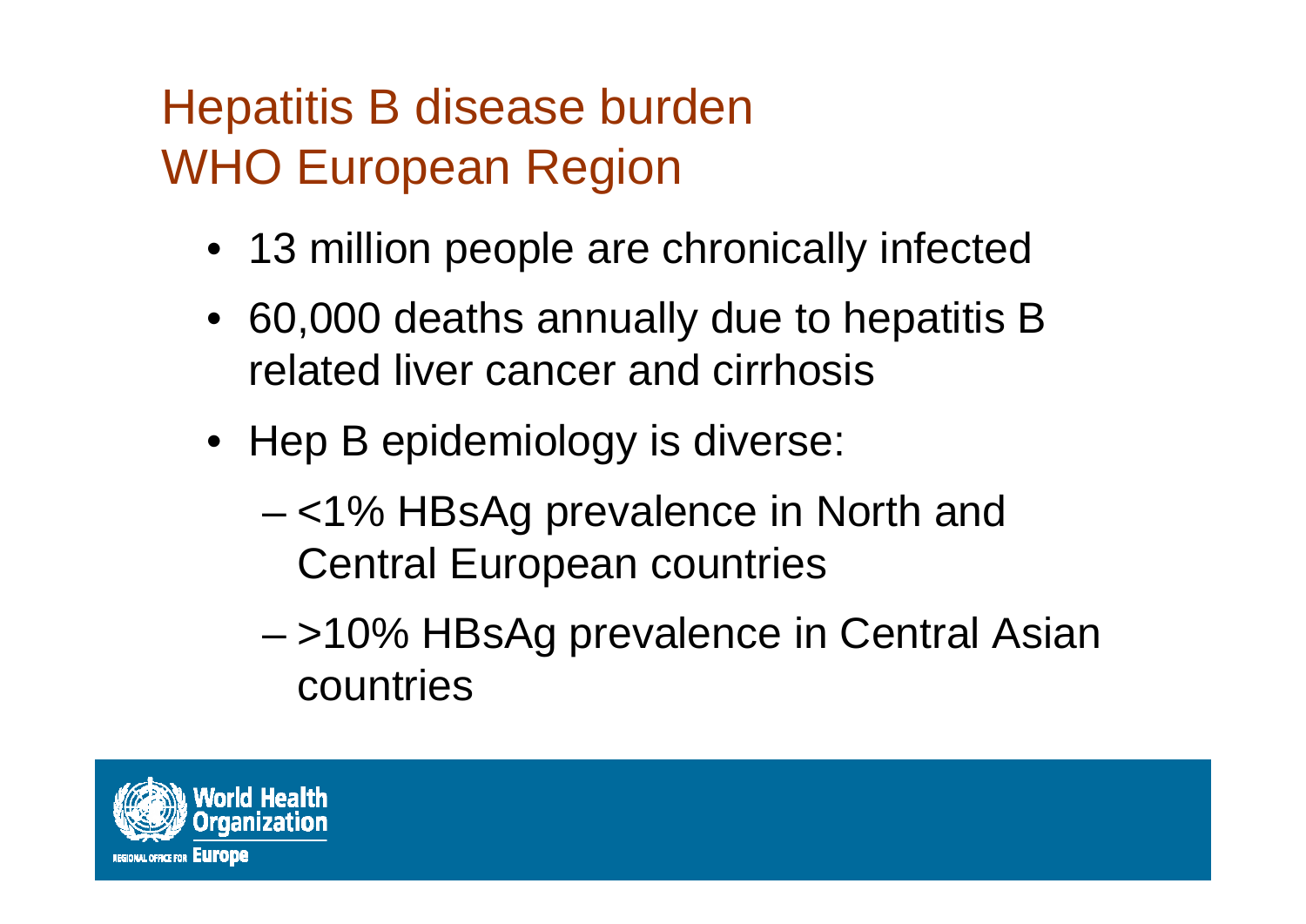# Hepatitis B disease burden WHO European Region

- 13 million people are chronically infected
- 60,000 deaths annually due to hepatitis B related liver cancer and cirrhosis
- Hep B epidemiology is diverse:
  - <1% HBsAg prevalence in North and Central European countries
  - >10% HBsAg prevalence in Central Asian countries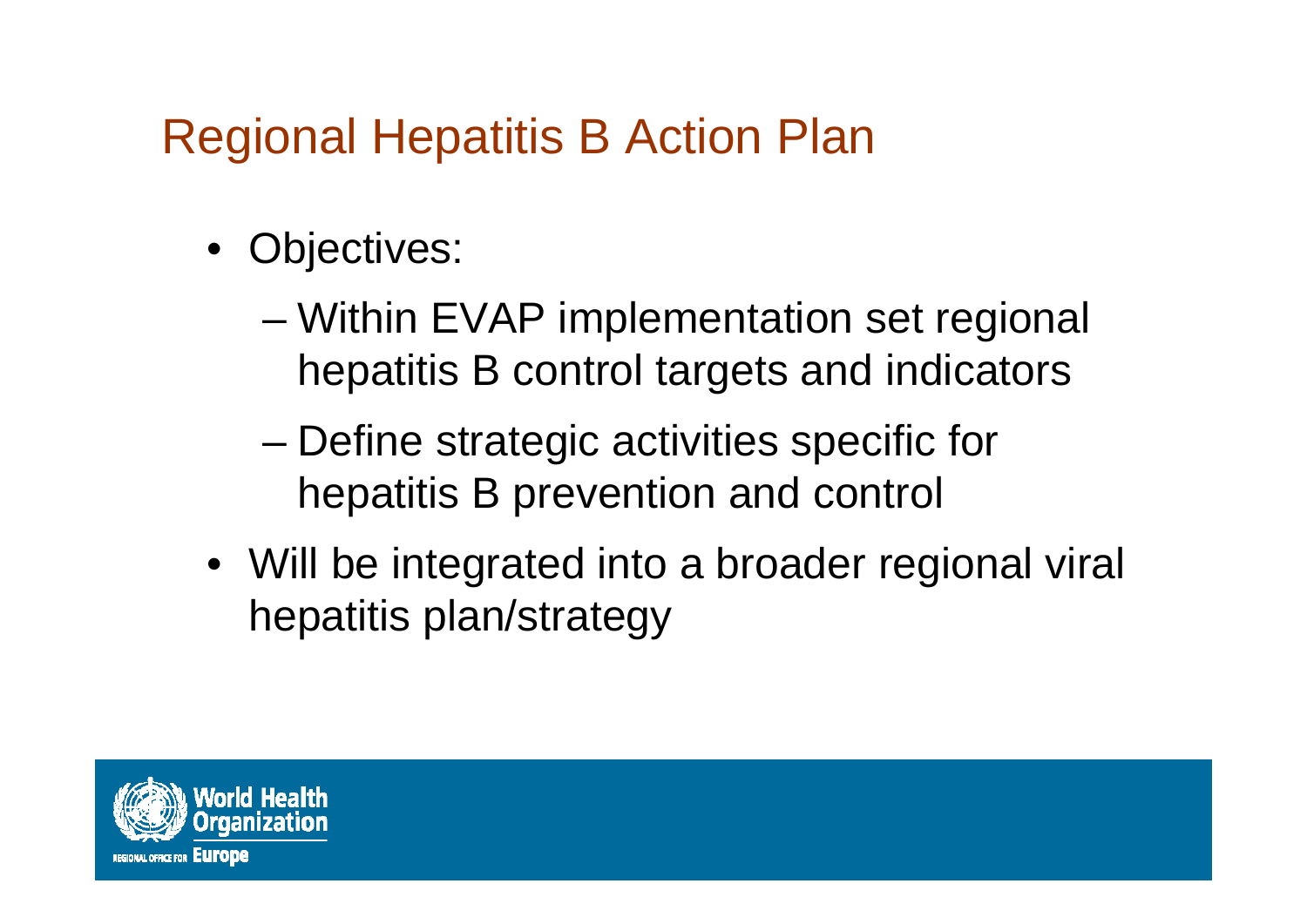# Regional Hepatitis B Action Plan

- Objectives:
  - Within EVAP implementation set regional hepatitis B control targets and indicators
  - Define strategic activities specific for hepatitis B prevention and control
- Will be integrated into a broader regional viral hepatitis plan/strategy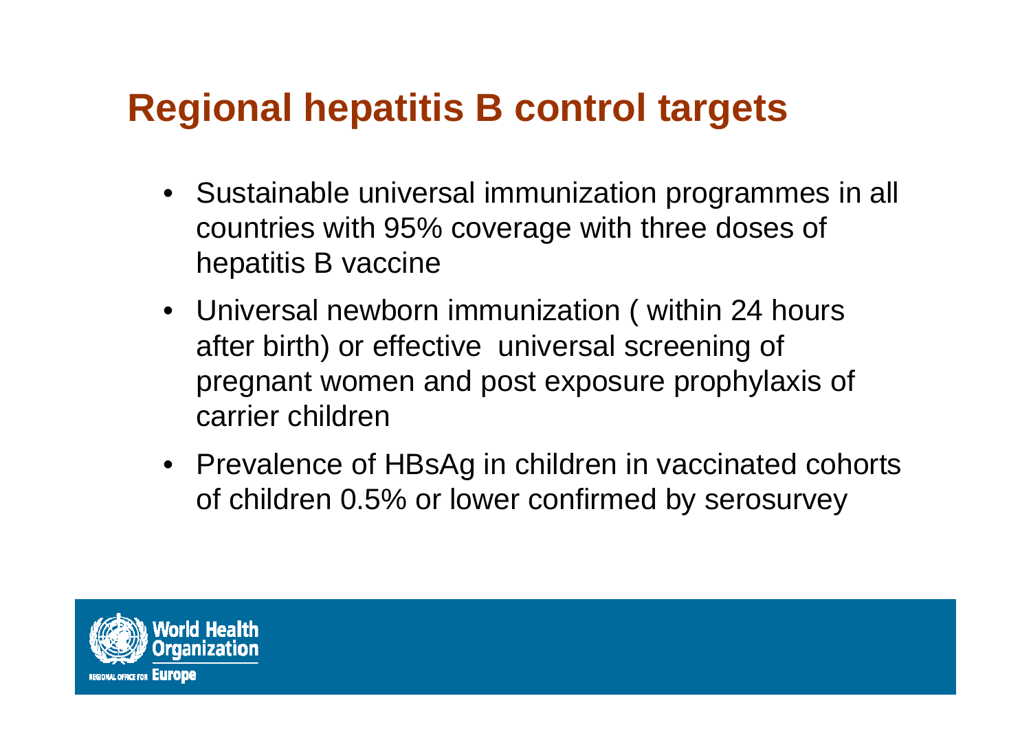# Regional hepatitis B control targets

- Sustainable universal immunization programmes in all countries with 95% coverage with three doses of hepatitis B vaccine
- Universal newborn immunization ( within 24 hours after birth) or effective universal screening of pregnant women and post exposure prophylaxis of carrier children
- Prevalence of HBsAg in children in vaccinated cohorts of children 0.5% or lower confirmed by serosurvey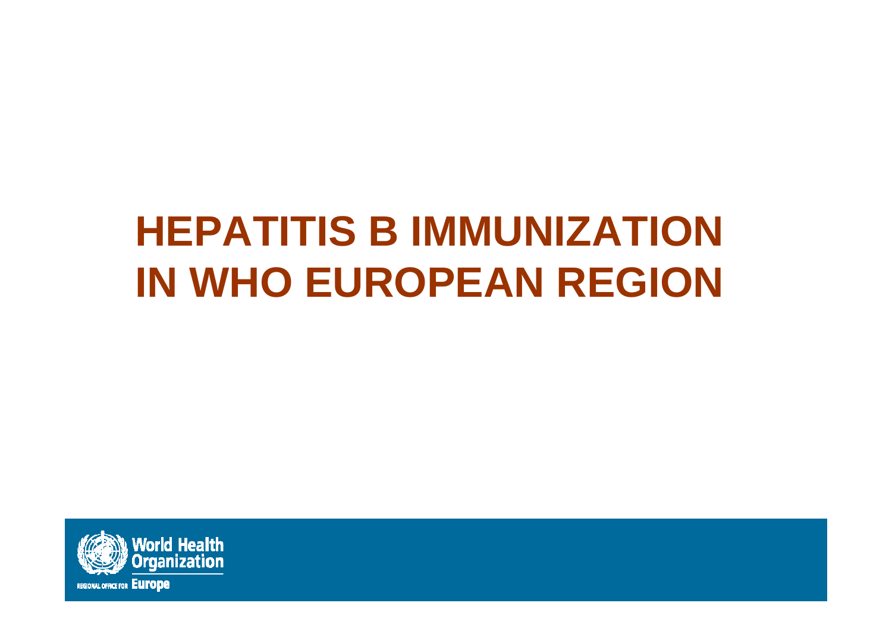# HEPATITIS B IMMUNIZATION IN WHO EUROPEAN REGION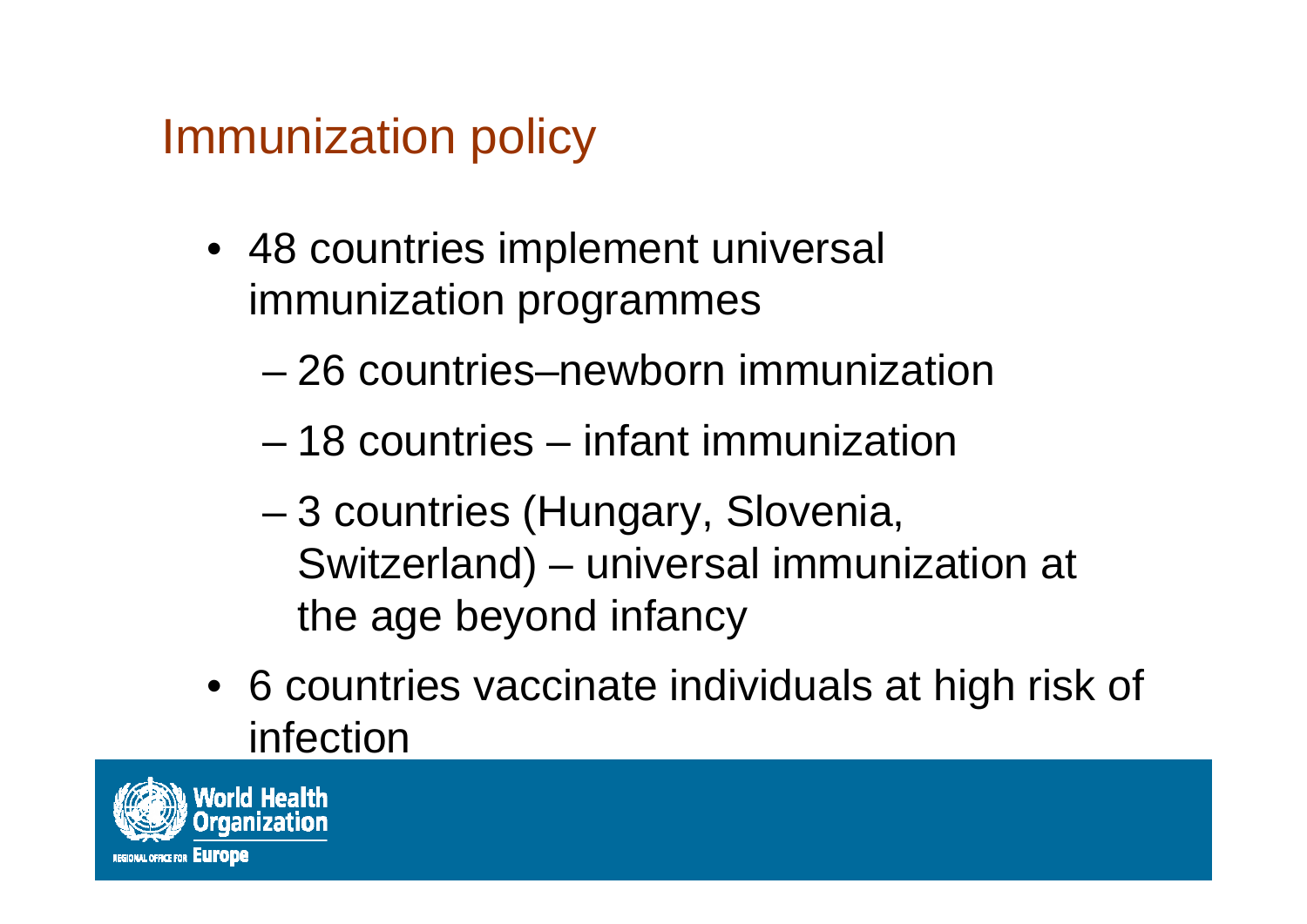# Immunization policy

- 48 countries implement universal immunization programmes
  - 26 countries–newborn immunization
  - 18 countries – infant immunization
  - 3 countries (Hungary, Slovenia, Switzerland) – universal immunization at the age beyond infancy
- 6 countries vaccinate individuals at high risk of infection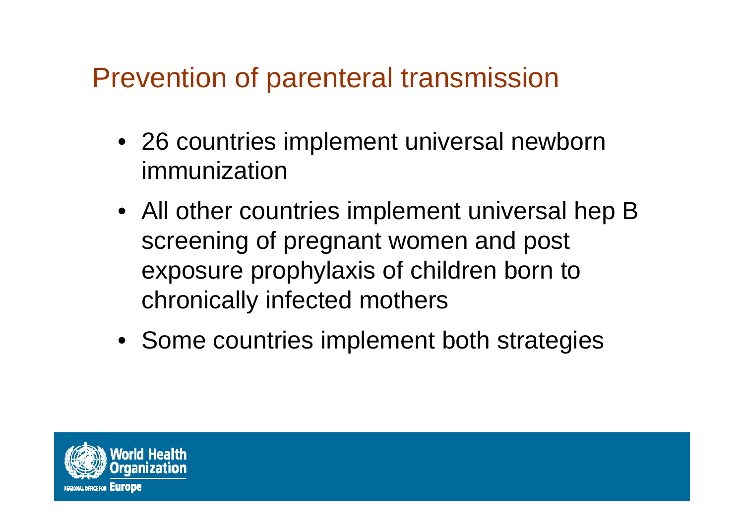# Prevention of parenteral transmission

- 26 countries implement universal newborn immunization
- All other countries implement universal hep B screening of pregnant women and post exposure prophylaxis of children born to chronically infected mothers
- Some countries implement both strategies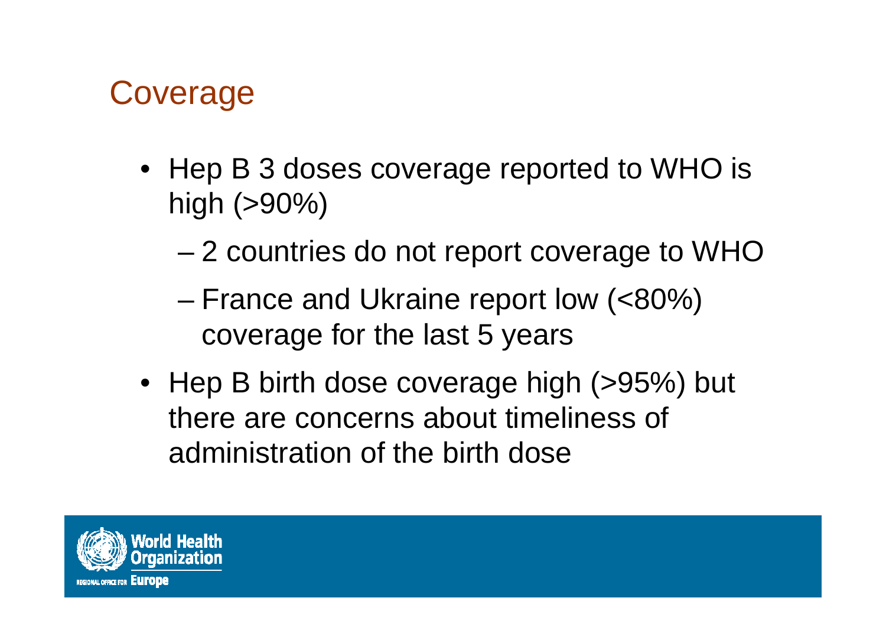## Coverage

- Hep B 3 doses coverage reported to WHO is high (>90%)
  - 2 countries do not report coverage to WHO
  - France and Ukraine report low (<80%) coverage for the last 5 years
- Hep B birth dose coverage high (>95%) but there are concerns about timeliness of administration of the birth dose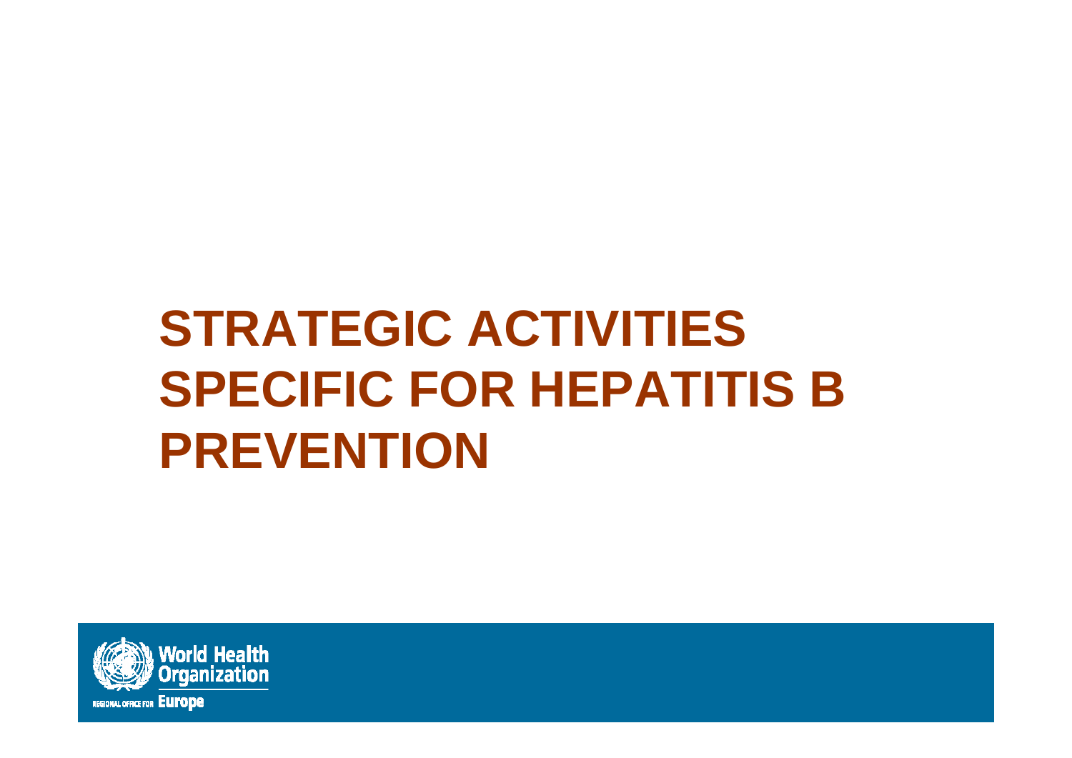# STRATEGIC ACTIVITIES SPECIFIC FOR HEPATITIS B PREVENTION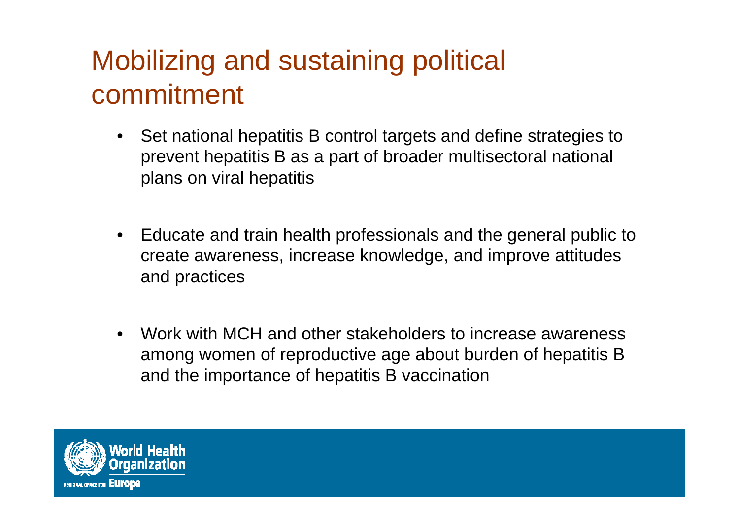# Mobilizing and sustaining political commitment

- Set national hepatitis B control targets and define strategies to prevent hepatitis B as a part of broader multisectoral national plans on viral hepatitis
- Educate and train health professionals and the general public to create awareness, increase knowledge, and improve attitudes and practices
- Work with MCH and other stakeholders to increase awareness among women of reproductive age about burden of hepatitis B and the importance of hepatitis B vaccination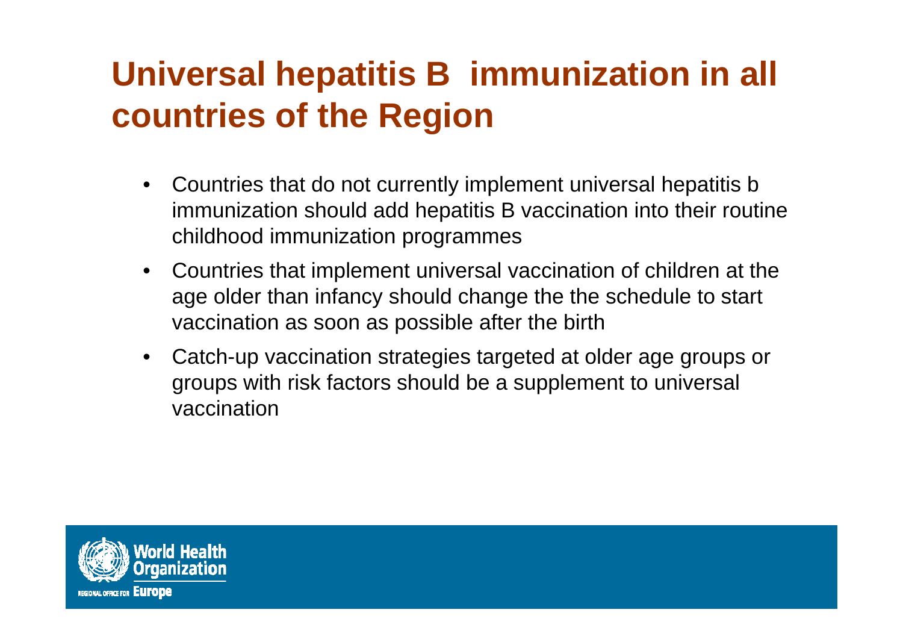# Universal hepatitis B immunization in all countries of the Region

- Countries that do not currently implement universal hepatitis b immunization should add hepatitis B vaccination into their routine childhood immunization programmes
- Countries that implement universal vaccination of children at the age older than infancy should change the the schedule to start vaccination as soon as possible after the birth
- Catch-up vaccination strategies targeted at older age groups or groups with risk factors should be a supplement to universal vaccination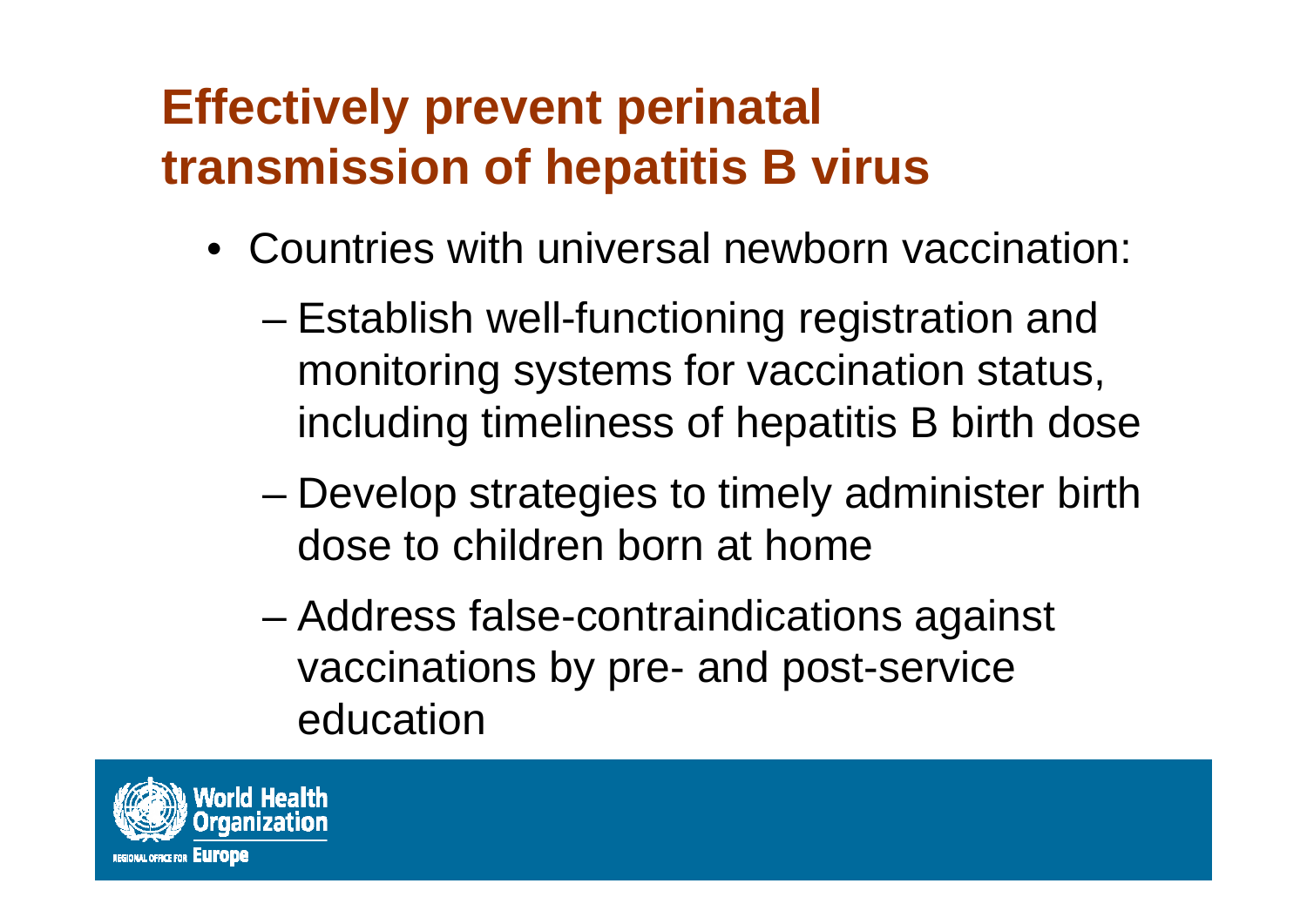# Effectively prevent perinatal transmission of hepatitis B virus

- Countries with universal newborn vaccination:
  - Establish well-functioning registration and monitoring systems for vaccination status, including timeliness of hepatitis B birth dose
  - Develop strategies to timely administer birth dose to children born at home
  - Address false-contraindications against vaccinations by pre- and post-service education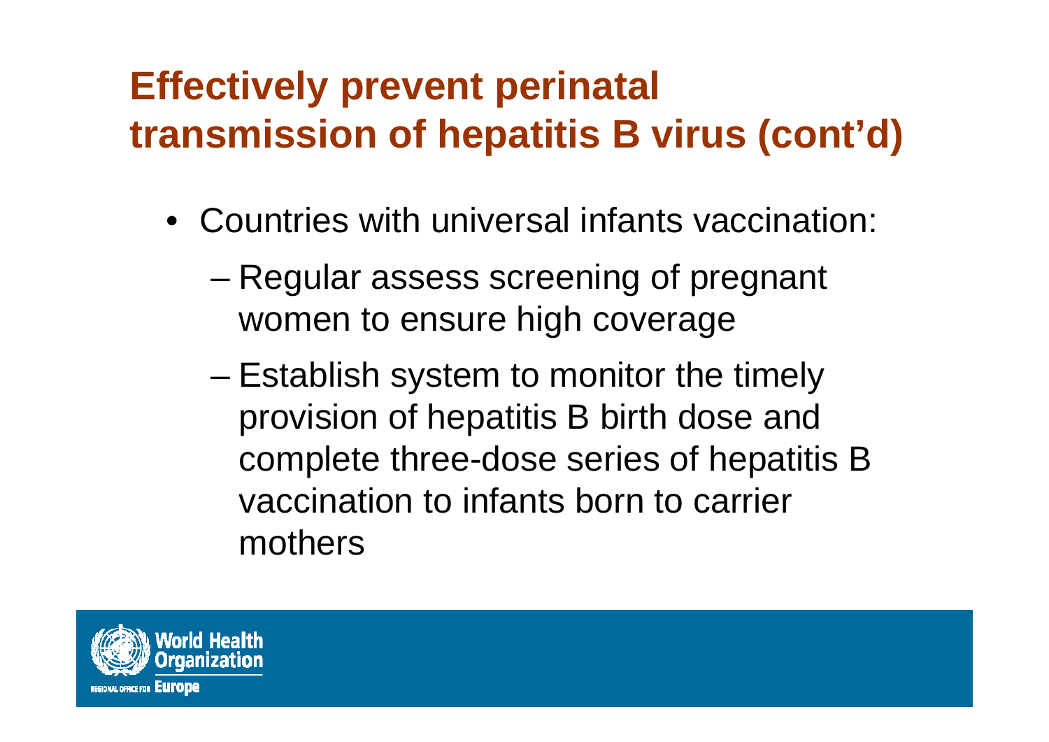# Effectively prevent perinatal transmission of hepatitis B virus (cont'd)

- Countries with universal infants vaccination:
  - Regular assess screening of pregnant women to ensure high coverage
  - Establish system to monitor the timely provision of hepatitis B birth dose and complete three-dose series of hepatitis B vaccination to infants born to carrier mothers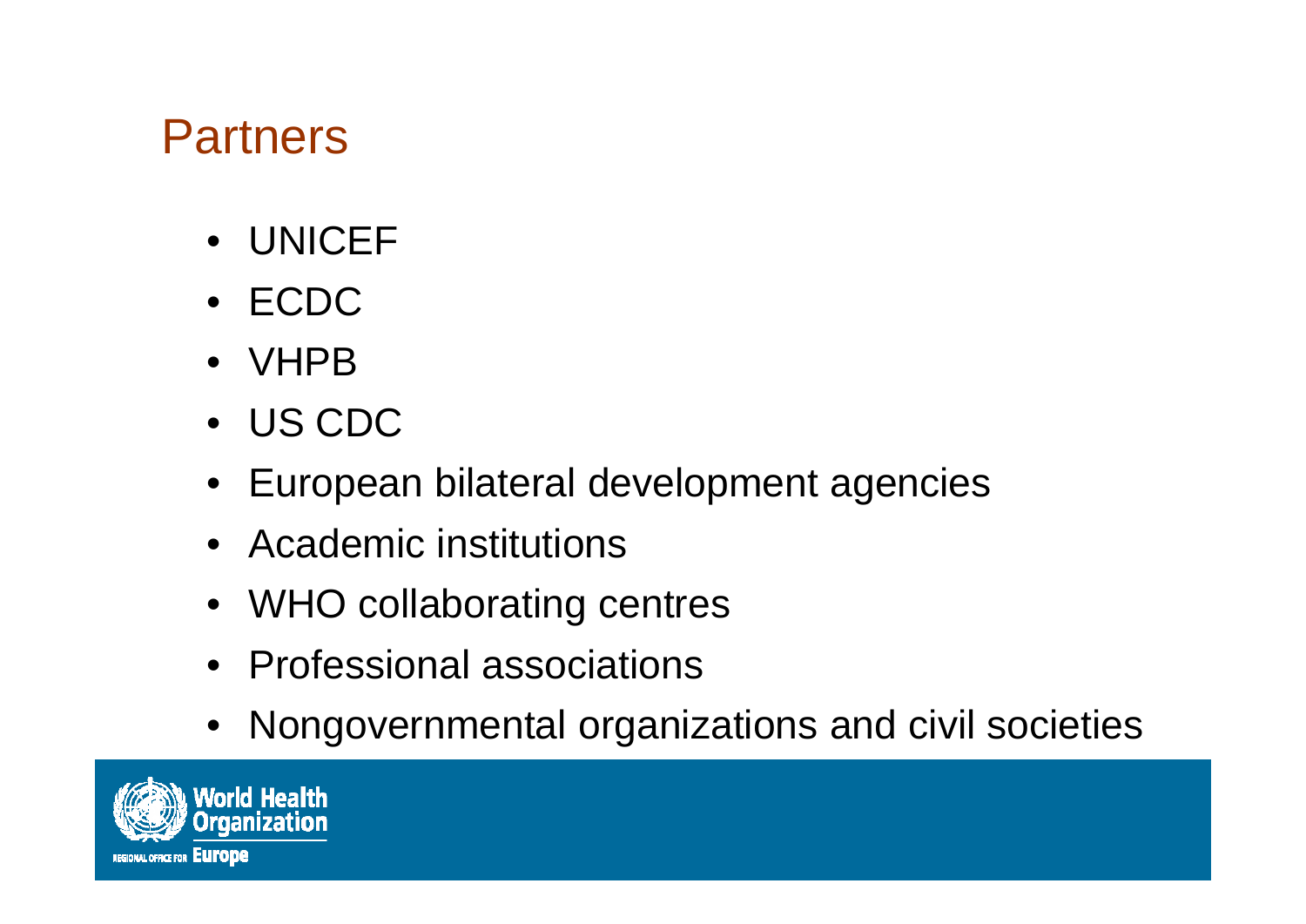# Partners

- UNICEF
- ECDC
- VHPB
- US CDC
- European bilateral development agencies
- Academic institutions
- WHO collaborating centres
- Professional associations
- Nongovernmental organizations and civil societies